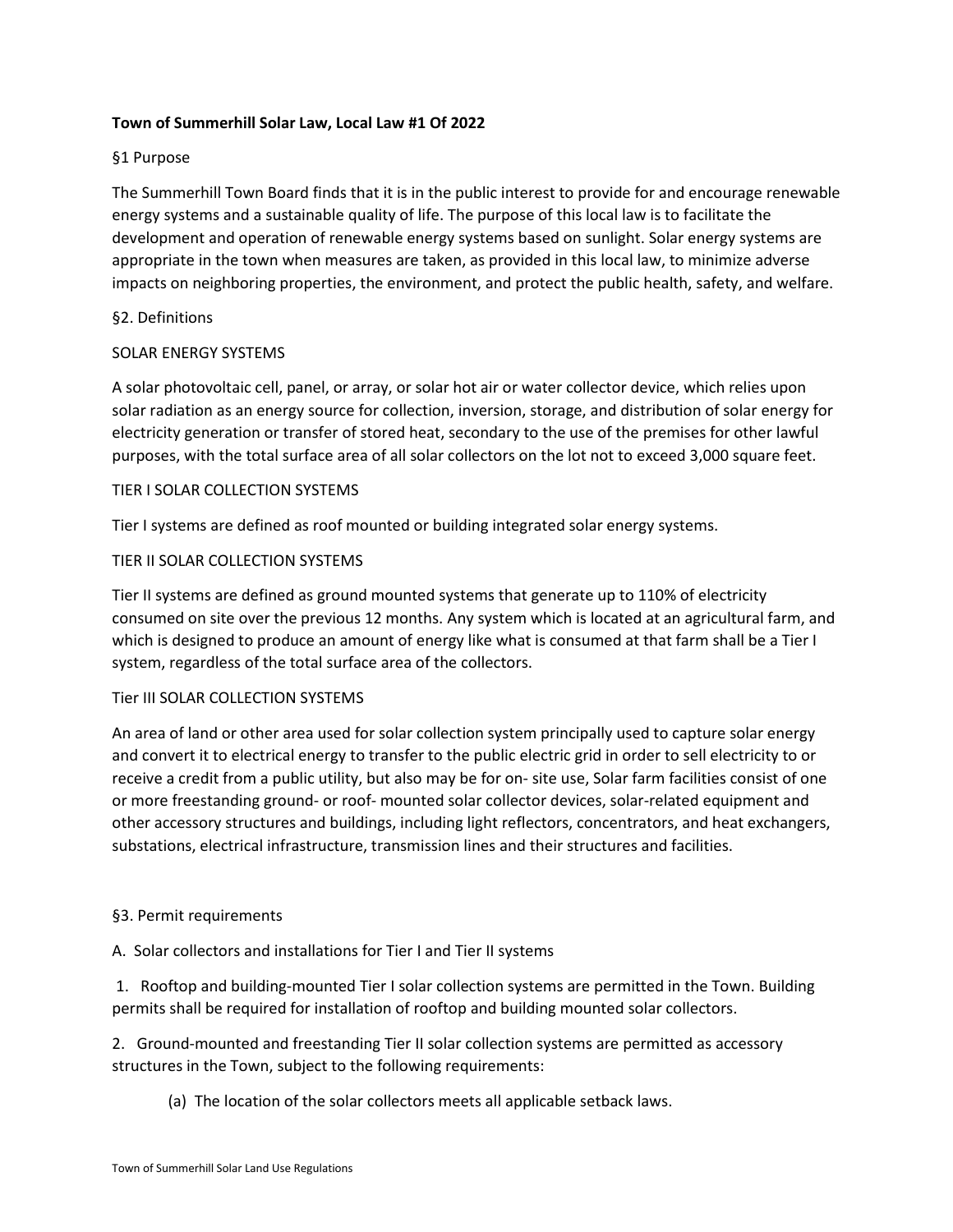**Town of Summerhill Solar Law, Local Law #1 Of 2022**

§1 Purpose

The Summerhill Town Board finds that it is in the public interest to provide for and encourage renewable energy systems and a sustainable quality of life. The purpose of this local law is to facilitate the development and operation of renewable energy systems based on sunlight. Solar energy systems are appropriate in the town when measures are taken, as provided in this local law, to minimize adverse impacts on neighboring properties, the environment, and protect the public health, safety, and welfare.

§2. Definitions

SOLAR ENERGY SYSTEMS

A solar photovoltaic cell, panel, or array, or solar hot air or water collector device, which relies upon solar radiation as an energy source for collection, inversion, storage, and distribution of solar energy for electricity generation or transfer of stored heat, secondary to the use of the premises for other lawful purposes, with the total surface area of all solar collectors on the lot not to exceed 3,000 square feet.

TIER I SOLAR COLLECTION SYSTEMS

Tier I systems are defined as roof mounted or building integrated solar energy systems.

TIER II SOLAR COLLECTION SYSTEMS

Tier II systems are defined as ground mounted systems that generate up to 110% of electricity consumed on site over the previous 12 months. Any system which is located at an agricultural farm, and which is designed to produce an amount of energy like what is consumed at that farm shall be a Tier I system, regardless of the total surface area of the collectors.

Tier III SOLAR COLLECTION SYSTEMS

An area of land or other area used for solar collection system principally used to capture solar energy and convert it to electrical energy to transfer to the public electric grid in order to sell electricity to or receive a credit from a public utility, but also may be for on- site use, Solar farm facilities consist of one or more freestanding ground- or roof- mounted solar collector devices, solar-related equipment and other accessory structures and buildings, including light reflectors, concentrators, and heat exchangers, substations, electrical infrastructure, transmission lines and their structures and facilities.

§3. Permit requirements

A. Solar collectors and installations for Tier I and Tier II systems

1. Rooftop and building-mounted Tier I solar collection systems are permitted in the Town. Building permits shall be required for installation of rooftop and building mounted solar collectors.

2. Ground-mounted and freestanding Tier II solar collection systems are permitted as accessory structures in the Town, subject to the following requirements:

   (a) The location of the solar collectors meets all applicable setback laws.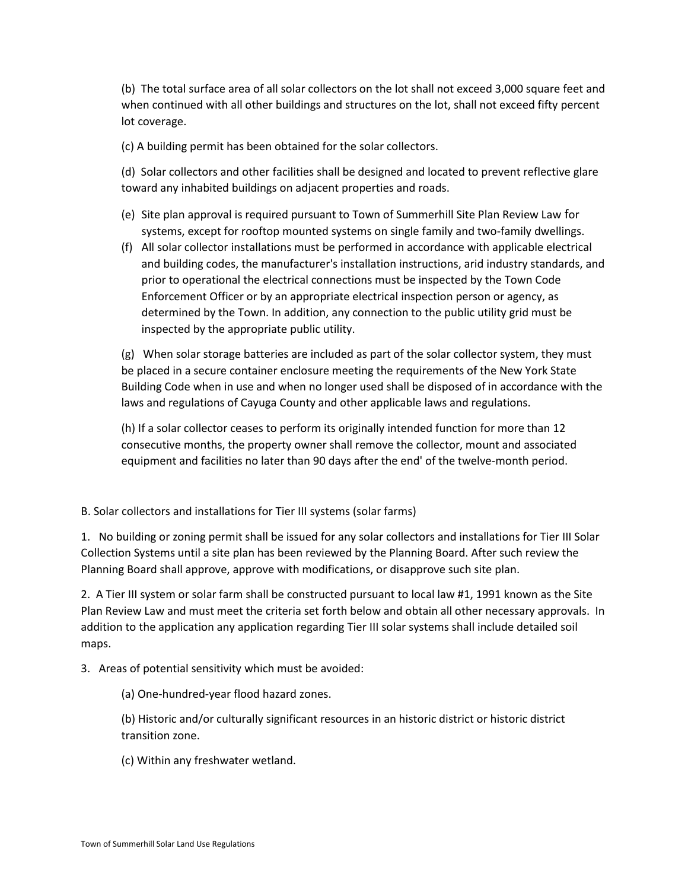(b) The total surface area of all solar collectors on the lot shall not exceed 3,000 square feet and when continued with all other buildings and structures on the lot, shall not exceed fifty percent lot coverage.

(c) A building permit has been obtained for the solar collectors.

(d) Solar collectors and other facilities shall be designed and located to prevent reflective glare toward any inhabited buildings on adjacent properties and roads.

(e) Site plan approval is required pursuant to Town of Summerhill Site Plan Review Law for systems, except for rooftop mounted systems on single family and two-family dwellings.

(f) All solar collector installations must be performed in accordance with applicable electrical and building codes, the manufacturer's installation instructions, arid industry standards, and prior to operational the electrical connections must be inspected by the Town Code Enforcement Officer or by an appropriate electrical inspection person or agency, as determined by the Town. In addition, any connection to the public utility grid must be inspected by the appropriate public utility.

(g) When solar storage batteries are included as part of the solar collector system, they must be placed in a secure container enclosure meeting the requirements of the New York State Building Code when in use and when no longer used shall be disposed of in accordance with the laws and regulations of Cayuga County and other applicable laws and regulations.

(h) If a solar collector ceases to perform its originally intended function for more than 12 consecutive months, the property owner shall remove the collector, mount and associated equipment and facilities no later than 90 days after the end' of the twelve-month period.

B. Solar collectors and installations for Tier III systems (solar farms)

1. No building or zoning permit shall be issued for any solar collectors and installations for Tier III Solar Collection Systems until a site plan has been reviewed by the Planning Board. After such review the Planning Board shall approve, approve with modifications, or disapprove such site plan.

2. A Tier III system or solar farm shall be constructed pursuant to local law #1, 1991 known as the Site Plan Review Law and must meet the criteria set forth below and obtain all other necessary approvals. In addition to the application any application regarding Tier III solar systems shall include detailed soil maps.

3. Areas of potential sensitivity which must be avoided:

(a) One-hundred-year flood hazard zones.

(b) Historic and/or culturally significant resources in an historic district or historic district transition zone.

(c) Within any freshwater wetland.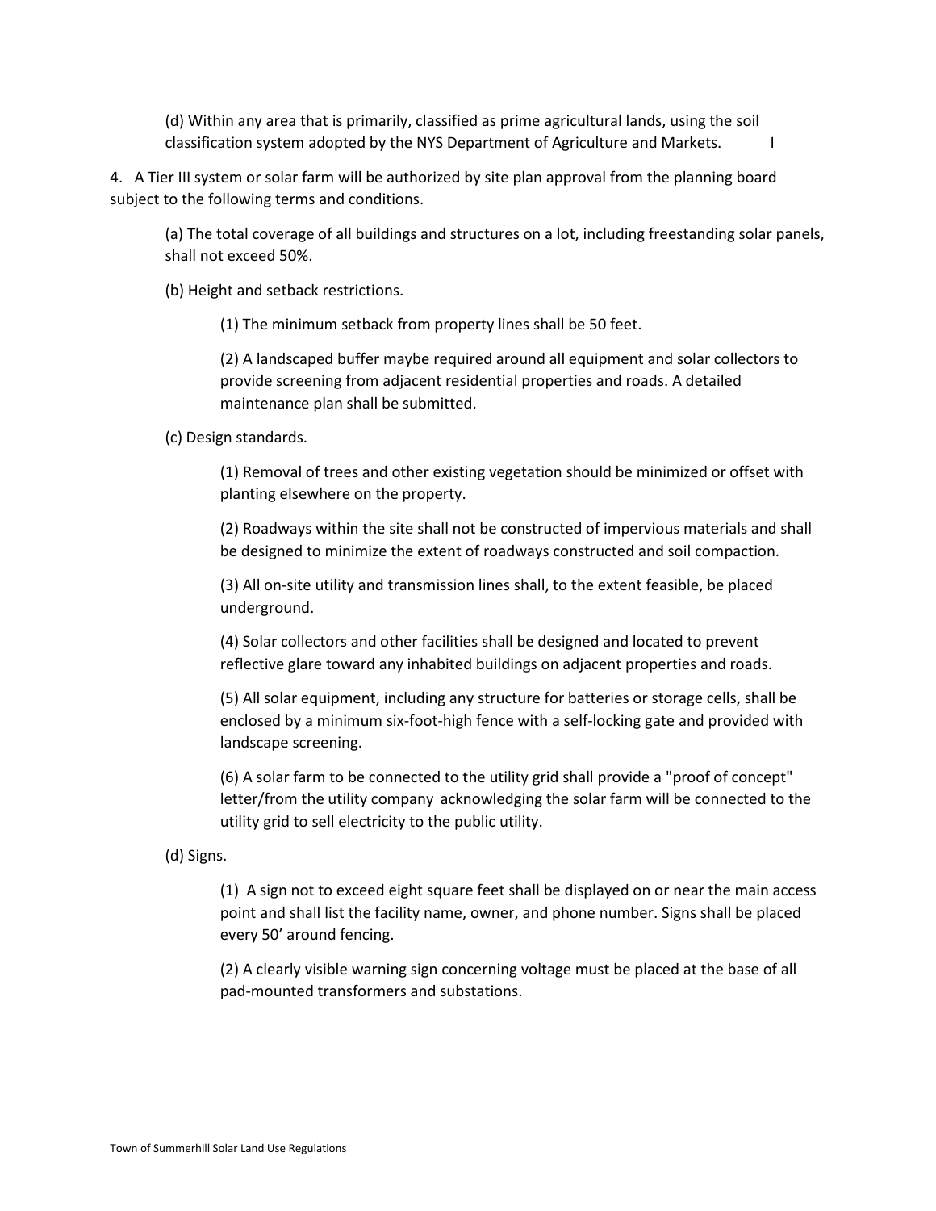(d) Within any area that is primarily, classified as prime agricultural lands, using the soil classification system adopted by the NYS Department of Agriculture and Markets. I

4. A Tier III system or solar farm will be authorized by site plan approval from the planning board subject to the following terms and conditions.

(a) The total coverage of all buildings and structures on a lot, including freestanding solar panels, shall not exceed 50%.

(b) Height and setback restrictions.

(1) The minimum setback from property lines shall be 50 feet.

(2) A landscaped buffer maybe required around all equipment and solar collectors to provide screening from adjacent residential properties and roads. A detailed maintenance plan shall be submitted.

(c) Design standards.

(1) Removal of trees and other existing vegetation should be minimized or offset with planting elsewhere on the property.

(2) Roadways within the site shall not be constructed of impervious materials and shall be designed to minimize the extent of roadways constructed and soil compaction.

(3) All on-site utility and transmission lines shall, to the extent feasible, be placed underground.

(4) Solar collectors and other facilities shall be designed and located to prevent reflective glare toward any inhabited buildings on adjacent properties and roads.

(5) All solar equipment, including any structure for batteries or storage cells, shall be enclosed by a minimum six-foot-high fence with a self-locking gate and provided with landscape screening.

(6) A solar farm to be connected to the utility grid shall provide a "proof of concept" letter/from the utility company acknowledging the solar farm will be connected to the utility grid to sell electricity to the public utility.

(d) Signs.

(1) A sign not to exceed eight square feet shall be displayed on or near the main access point and shall list the facility name, owner, and phone number. Signs shall be placed every 50' around fencing.

(2) A clearly visible warning sign concerning voltage must be placed at the base of all pad-mounted transformers and substations.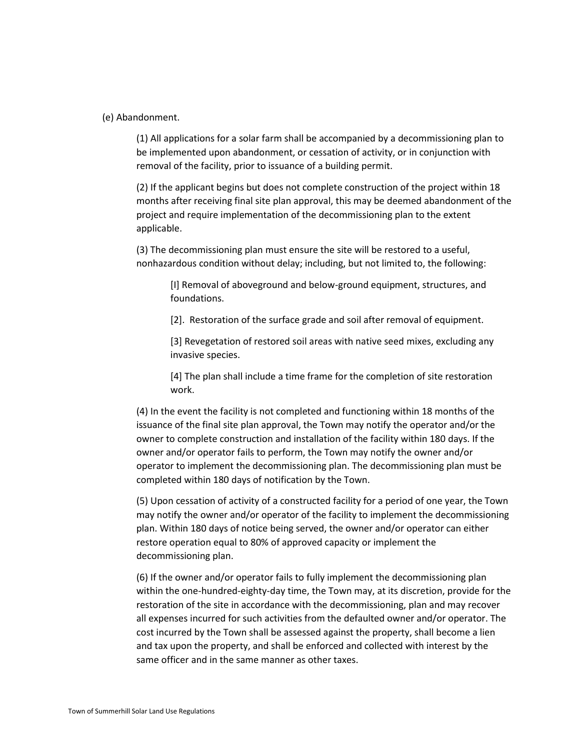(e) Abandonment.

(1) All applications for a solar farm shall be accompanied by a decommissioning plan to be implemented upon abandonment, or cessation of activity, or in conjunction with removal of the facility, prior to issuance of a building permit.

(2) If the applicant begins but does not complete construction of the project within 18 months after receiving final site plan approval, this may be deemed abandonment of the project and require implementation of the decommissioning plan to the extent applicable.

(3) The decommissioning plan must ensure the site will be restored to a useful, nonhazardous condition without delay; including, but not limited to, the following:

[I] Removal of aboveground and below-ground equipment, structures, and foundations.

[2]. Restoration of the surface grade and soil after removal of equipment.

[3] Revegetation of restored soil areas with native seed mixes, excluding any invasive species.

[4] The plan shall include a time frame for the completion of site restoration work.

(4) In the event the facility is not completed and functioning within 18 months of the issuance of the final site plan approval, the Town may notify the operator and/or the owner to complete construction and installation of the facility within 180 days. If the owner and/or operator fails to perform, the Town may notify the owner and/or operator to implement the decommissioning plan. The decommissioning plan must be completed within 180 days of notification by the Town.

(5) Upon cessation of activity of a constructed facility for a period of one year, the Town may notify the owner and/or operator of the facility to implement the decommissioning plan. Within 180 days of notice being served, the owner and/or operator can either restore operation equal to 80% of approved capacity or implement the decommissioning plan.

(6) If the owner and/or operator fails to fully implement the decommissioning plan within the one-hundred-eighty-day time, the Town may, at its discretion, provide for the restoration of the site in accordance with the decommissioning, plan and may recover all expenses incurred for such activities from the defaulted owner and/or operator. The cost incurred by the Town shall be assessed against the property, shall become a lien and tax upon the property, and shall be enforced and collected with interest by the same officer and in the same manner as other taxes.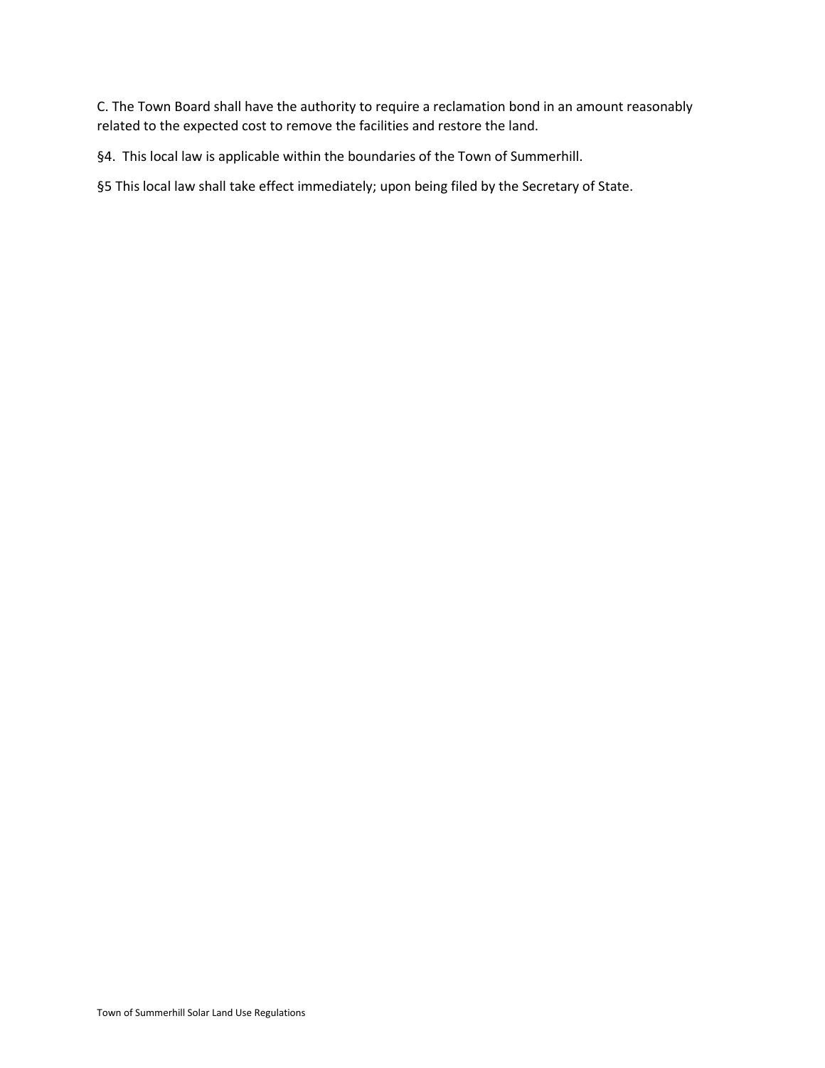C. The Town Board shall have the authority to require a reclamation bond in an amount reasonably related to the expected cost to remove the facilities and restore the land.

§4. This local law is applicable within the boundaries of the Town of Summerhill.

§5 This local law shall take effect immediately; upon being filed by the Secretary of State.